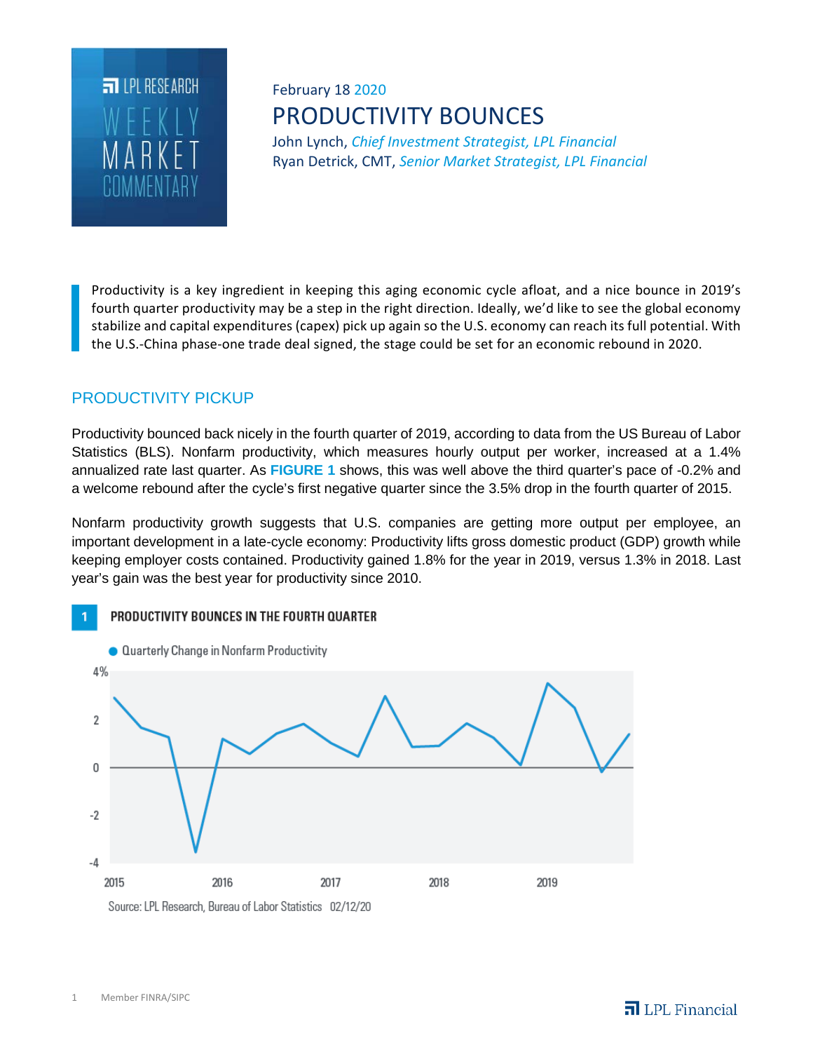LPL RESEARCH WEEKLY MARKET COMMENTARY

February 18 2020

# PRODUCTIVITY BOUNCES

John Lynch, *Chief Investment Strategist, LPL Financial*
Ryan Detrick, CMT, *Senior Market Strategist, LPL Financial*

> Productivity is a key ingredient in keeping this aging economic cycle afloat, and a nice bounce in 2019's fourth quarter productivity may be a step in the right direction. Ideally, we'd like to see the global economy stabilize and capital expenditures (capex) pick up again so the U.S. economy can reach its full potential. With the U.S.-China phase-one trade deal signed, the stage could be set for an economic rebound in 2020.

## PRODUCTIVITY PICKUP

Productivity bounced back nicely in the fourth quarter of 2019, according to data from the US Bureau of Labor Statistics (BLS). Nonfarm productivity, which measures hourly output per worker, increased at a 1.4% annualized rate last quarter. As **FIGURE 1** shows, this was well above the third quarter's pace of -0.2% and a welcome rebound after the cycle's first negative quarter since the 3.5% drop in the fourth quarter of 2015.

Nonfarm productivity growth suggests that U.S. companies are getting more output per employee, an important development in a late-cycle economy: Productivity lifts gross domestic product (GDP) growth while keeping employer costs contained. Productivity gained 1.8% for the year in 2019, versus 1.3% in 2018. Last year's gain was the best year for productivity since 2010.

**1 PRODUCTIVITY BOUNCES IN THE FOURTH QUARTER**

Quarterly Change in Nonfarm Productivity

Source: LPL Research, Bureau of Labor Statistics 02/12/20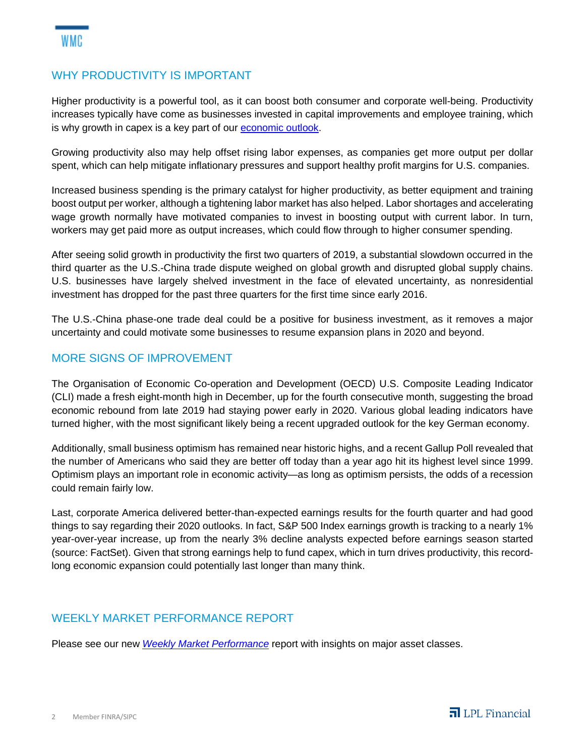## WHY PRODUCTIVITY IS IMPORTANT

Higher productivity is a powerful tool, as it can boost both consumer and corporate well-being. Productivity increases typically have come as businesses invested in capital improvements and employee training, which is why growth in capex is a key part of our economic outlook.

Growing productivity also may help offset rising labor expenses, as companies get more output per dollar spent, which can help mitigate inflationary pressures and support healthy profit margins for U.S. companies.

Increased business spending is the primary catalyst for higher productivity, as better equipment and training boost output per worker, although a tightening labor market has also helped. Labor shortages and accelerating wage growth normally have motivated companies to invest in boosting output with current labor. In turn, workers may get paid more as output increases, which could flow through to higher consumer spending.

After seeing solid growth in productivity the first two quarters of 2019, a substantial slowdown occurred in the third quarter as the U.S.-China trade dispute weighed on global growth and disrupted global supply chains. U.S. businesses have largely shelved investment in the face of elevated uncertainty, as nonresidential investment has dropped for the past three quarters for the first time since early 2016.

The U.S.-China phase-one trade deal could be a positive for business investment, as it removes a major uncertainty and could motivate some businesses to resume expansion plans in 2020 and beyond.

## MORE SIGNS OF IMPROVEMENT

The Organisation of Economic Co-operation and Development (OECD) U.S. Composite Leading Indicator (CLI) made a fresh eight-month high in December, up for the fourth consecutive month, suggesting the broad economic rebound from late 2019 had staying power early in 2020. Various global leading indicators have turned higher, with the most significant likely being a recent upgraded outlook for the key German economy.

Additionally, small business optimism has remained near historic highs, and a recent Gallup Poll revealed that the number of Americans who said they are better off today than a year ago hit its highest level since 1999. Optimism plays an important role in economic activity—as long as optimism persists, the odds of a recession could remain fairly low.

Last, corporate America delivered better-than-expected earnings results for the fourth quarter and had good things to say regarding their 2020 outlooks. In fact, S&P 500 Index earnings growth is tracking to a nearly 1% year-over-year increase, up from the nearly 3% decline analysts expected before earnings season started (source: FactSet). Given that strong earnings help to fund capex, which in turn drives productivity, this record-long economic expansion could potentially last longer than many think.

## WEEKLY MARKET PERFORMANCE REPORT

Please see our new *Weekly Market Performance* report with insights on major asset classes.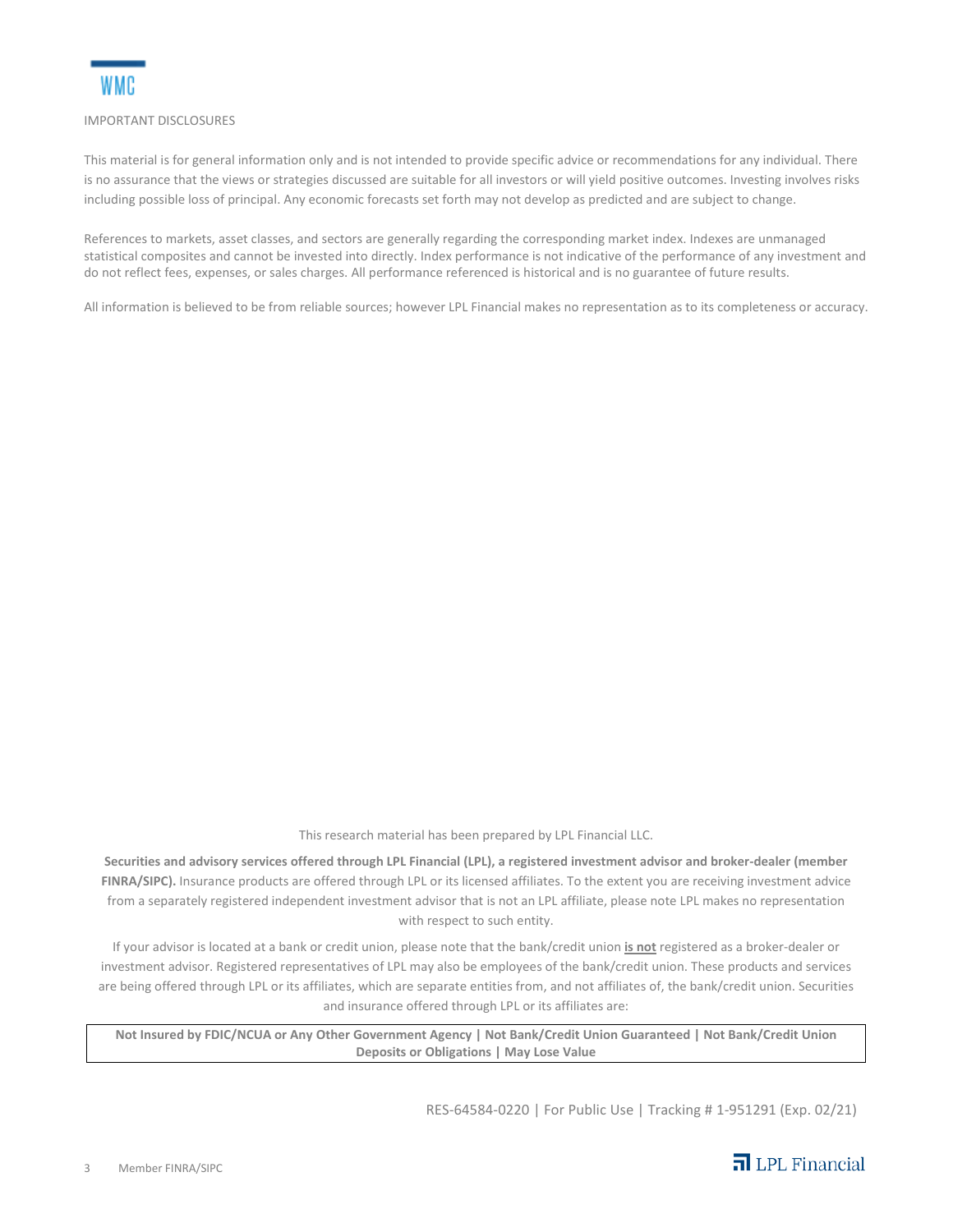IMPORTANT DISCLOSURES

This material is for general information only and is not intended to provide specific advice or recommendations for any individual. There is no assurance that the views or strategies discussed are suitable for all investors or will yield positive outcomes. Investing involves risks including possible loss of principal. Any economic forecasts set forth may not develop as predicted and are subject to change.

References to markets, asset classes, and sectors are generally regarding the corresponding market index. Indexes are unmanaged statistical composites and cannot be invested into directly. Index performance is not indicative of the performance of any investment and do not reflect fees, expenses, or sales charges. All performance referenced is historical and is no guarantee of future results.

All information is believed to be from reliable sources; however LPL Financial makes no representation as to its completeness or accuracy.

This research material has been prepared by LPL Financial LLC.

**Securities and advisory services offered through LPL Financial (LPL), a registered investment advisor and broker-dealer (member FINRA/SIPC).** Insurance products are offered through LPL or its licensed affiliates. To the extent you are receiving investment advice from a separately registered independent investment advisor that is not an LPL affiliate, please note LPL makes no representation with respect to such entity.

If your advisor is located at a bank or credit union, please note that the bank/credit union **is not** registered as a broker-dealer or investment advisor. Registered representatives of LPL may also be employees of the bank/credit union. These products and services are being offered through LPL or its affiliates, which are separate entities from, and not affiliates of, the bank/credit union. Securities and insurance offered through LPL or its affiliates are:

**Not Insured by FDIC/NCUA or Any Other Government Agency | Not Bank/Credit Union Guaranteed | Not Bank/Credit Union Deposits or Obligations | May Lose Value**

RES-64584-0220 | For Public Use | Tracking # 1-951291 (Exp. 02/21)

Member FINRA/SIPC